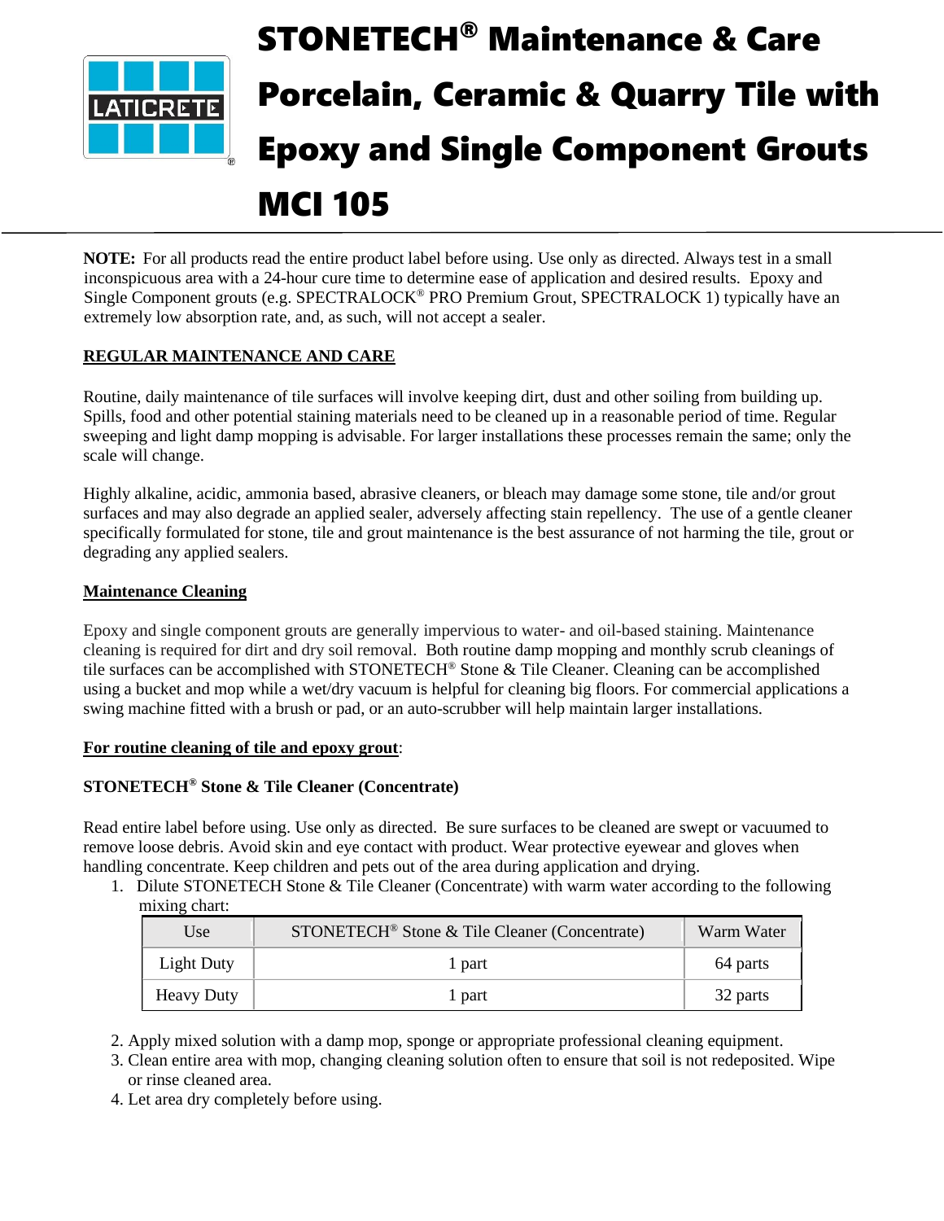# STONETECH® Maintenance & Care Porcelain, Ceramic & Quarry Tile with Epoxy and Single Component Grouts MCI 105

**NOTE:** For all products read the entire product label before using. Use only as directed. Always test in a small inconspicuous area with a 24-hour cure time to determine ease of application and desired results. Epoxy and Single Component grouts (e.g. SPECTRALOCK® PRO Premium Grout, SPECTRALOCK 1) typically have an extremely low absorption rate, and, as such, will not accept a sealer.

## REGULAR MAINTENANCE AND CARE

Routine, daily maintenance of tile surfaces will involve keeping dirt, dust and other soiling from building up. Spills, food and other potential staining materials need to be cleaned up in a reasonable period of time. Regular sweeping and light damp mopping is advisable. For larger installations these processes remain the same; only the scale will change.

Highly alkaline, acidic, ammonia based, abrasive cleaners, or bleach may damage some stone, tile and/or grout surfaces and may also degrade an applied sealer, adversely affecting stain repellency. The use of a gentle cleaner specifically formulated for stone, tile and grout maintenance is the best assurance of not harming the tile, grout or degrading any applied sealers.

### Maintenance Cleaning

Epoxy and single component grouts are generally impervious to water- and oil-based staining. Maintenance cleaning is required for dirt and dry soil removal. Both routine damp mopping and monthly scrub cleanings of tile surfaces can be accomplished with STONETECH® Stone & Tile Cleaner. Cleaning can be accomplished using a bucket and mop while a wet/dry vacuum is helpful for cleaning big floors. For commercial applications a swing machine fitted with a brush or pad, or an auto-scrubber will help maintain larger installations.

### For routine cleaning of tile and epoxy grout:

**STONETECH® Stone & Tile Cleaner (Concentrate)**

Read entire label before using. Use only as directed. Be sure surfaces to be cleaned are swept or vacuumed to remove loose debris. Avoid skin and eye contact with product. Wear protective eyewear and gloves when handling concentrate. Keep children and pets out of the area during application and drying.

1. Dilute STONETECH Stone & Tile Cleaner (Concentrate) with warm water according to the following mixing chart:

| Use | STONETECH® Stone & Tile Cleaner (Concentrate) | Warm Water |
|---|---|---|
| Light Duty | 1 part | 64 parts |
| Heavy Duty | 1 part | 32 parts |

2. Apply mixed solution with a damp mop, sponge or appropriate professional cleaning equipment.
3. Clean entire area with mop, changing cleaning solution often to ensure that soil is not redeposited. Wipe or rinse cleaned area.
4. Let area dry completely before using.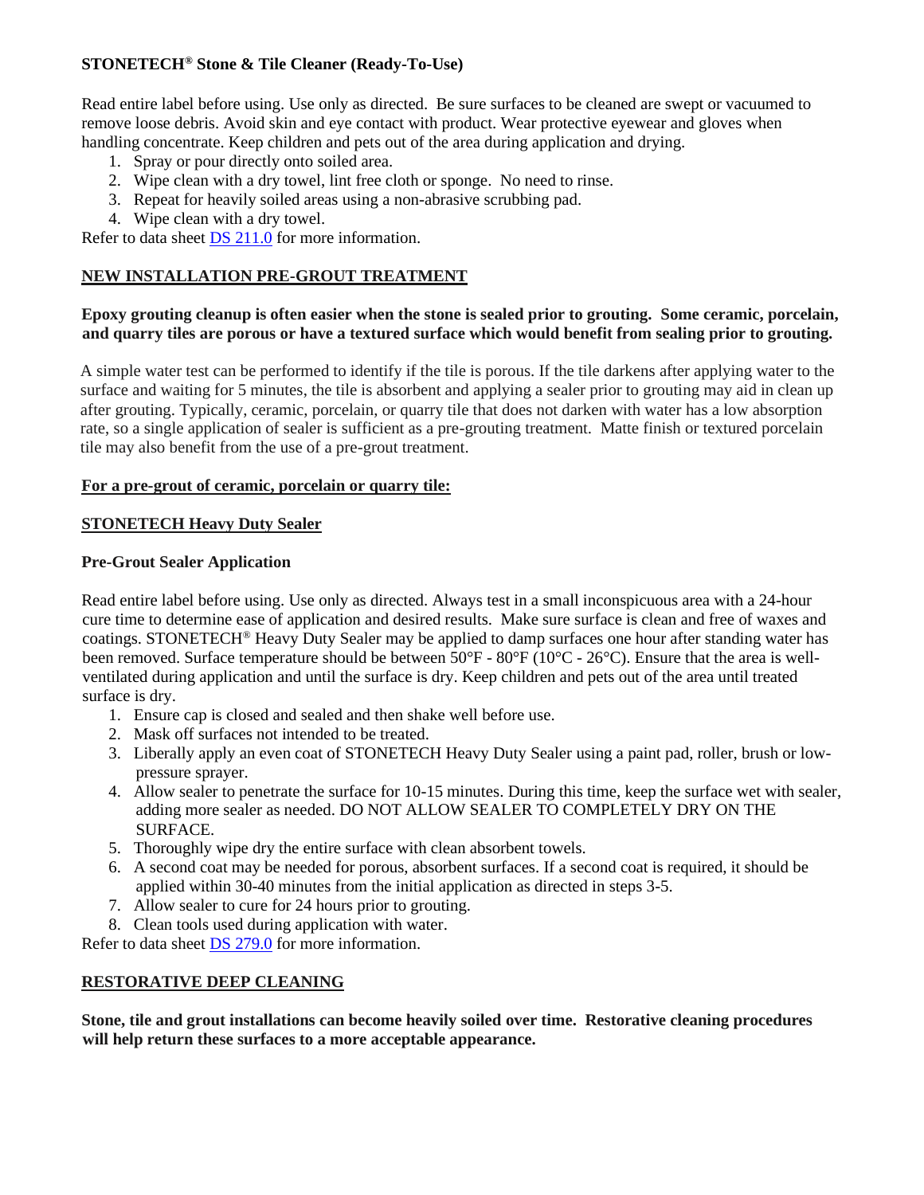**STONETECH® Stone & Tile Cleaner (Ready-To-Use)**

Read entire label before using. Use only as directed. Be sure surfaces to be cleaned are swept or vacuumed to remove loose debris. Avoid skin and eye contact with product. Wear protective eyewear and gloves when handling concentrate. Keep children and pets out of the area during application and drying.

1. Spray or pour directly onto soiled area.
2. Wipe clean with a dry towel, lint free cloth or sponge. No need to rinse.
3. Repeat for heavily soiled areas using a non-abrasive scrubbing pad.
4. Wipe clean with a dry towel.

Refer to data sheet DS 211.0 for more information.

## NEW INSTALLATION PRE-GROUT TREATMENT

**Epoxy grouting cleanup is often easier when the stone is sealed prior to grouting. Some ceramic, porcelain, and quarry tiles are porous or have a textured surface which would benefit from sealing prior to grouting.**

A simple water test can be performed to identify if the tile is porous. If the tile darkens after applying water to the surface and waiting for 5 minutes, the tile is absorbent and applying a sealer prior to grouting may aid in clean up after grouting. Typically, ceramic, porcelain, or quarry tile that does not darken with water has a low absorption rate, so a single application of sealer is sufficient as a pre-grouting treatment. Matte finish or textured porcelain tile may also benefit from the use of a pre-grout treatment.

### For a pre-grout of ceramic, porcelain or quarry tile:

### STONETECH Heavy Duty Sealer

**Pre-Grout Sealer Application**

Read entire label before using. Use only as directed. Always test in a small inconspicuous area with a 24-hour cure time to determine ease of application and desired results. Make sure surface is clean and free of waxes and coatings. STONETECH® Heavy Duty Sealer may be applied to damp surfaces one hour after standing water has been removed. Surface temperature should be between 50°F - 80°F (10°C - 26°C). Ensure that the area is well-ventilated during application and until the surface is dry. Keep children and pets out of the area until treated surface is dry.

1. Ensure cap is closed and sealed and then shake well before use.
2. Mask off surfaces not intended to be treated.
3. Liberally apply an even coat of STONETECH Heavy Duty Sealer using a paint pad, roller, brush or low-pressure sprayer.
4. Allow sealer to penetrate the surface for 10-15 minutes. During this time, keep the surface wet with sealer, adding more sealer as needed. DO NOT ALLOW SEALER TO COMPLETELY DRY ON THE SURFACE.
5. Thoroughly wipe dry the entire surface with clean absorbent towels.
6. A second coat may be needed for porous, absorbent surfaces. If a second coat is required, it should be applied within 30-40 minutes from the initial application as directed in steps 3-5.
7. Allow sealer to cure for 24 hours prior to grouting.
8. Clean tools used during application with water.

Refer to data sheet DS 279.0 for more information.

## RESTORATIVE DEEP CLEANING

**Stone, tile and grout installations can become heavily soiled over time. Restorative cleaning procedures will help return these surfaces to a more acceptable appearance.**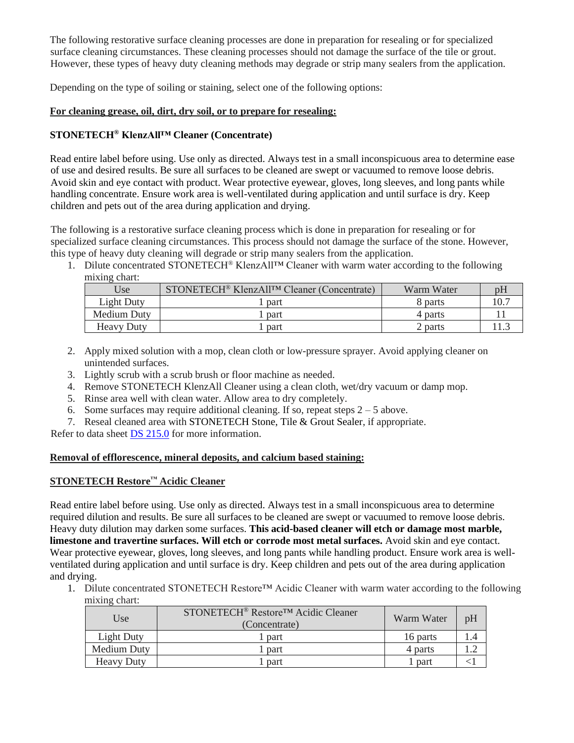The following restorative surface cleaning processes are done in preparation for resealing or for specialized surface cleaning circumstances. These cleaning processes should not damage the surface of the tile or grout. However, these types of heavy duty cleaning methods may degrade or strip many sealers from the application.

Depending on the type of soiling or staining, select one of the following options:

**<u>For cleaning grease, oil, dirt, dry soil, or to prepare for resealing:</u>**

**STONETECH® KlenzAll™ Cleaner (Concentrate)**

Read entire label before using. Use only as directed. Always test in a small inconspicuous area to determine ease of use and desired results. Be sure all surfaces to be cleaned are swept or vacuumed to remove loose debris. Avoid skin and eye contact with product. Wear protective eyewear, gloves, long sleeves, and long pants while handling concentrate. Ensure work area is well-ventilated during application and until surface is dry. Keep children and pets out of the area during application and drying.

The following is a restorative surface cleaning process which is done in preparation for resealing or for specialized surface cleaning circumstances. This process should not damage the surface of the stone. However, this type of heavy duty cleaning will degrade or strip many sealers from the application.

1. Dilute concentrated STONETECH® KlenzAll™ Cleaner with warm water according to the following mixing chart:

| Use | STONETECH® KlenzAll™ Cleaner (Concentrate) | Warm Water | pH |
|---|---|---|---|
| Light Duty | 1 part | 8 parts | 10.7 |
| Medium Duty | 1 part | 4 parts | 11 |
| Heavy Duty | 1 part | 2 parts | 11.3 |

2. Apply mixed solution with a mop, clean cloth or low-pressure sprayer. Avoid applying cleaner on unintended surfaces.
3. Lightly scrub with a scrub brush or floor machine as needed.
4. Remove STONETECH KlenzAll Cleaner using a clean cloth, wet/dry vacuum or damp mop.
5. Rinse area well with clean water. Allow area to dry completely.
6. Some surfaces may require additional cleaning. If so, repeat steps 2 – 5 above.
7. Reseal cleaned area with STONETECH Stone, Tile & Grout Sealer, if appropriate.

Refer to data sheet DS 215.0 for more information.

**<u>Removal of efflorescence, mineral deposits, and calcium based staining:</u>**

**<u>STONETECH Restore™ Acidic Cleaner</u>**

Read entire label before using. Use only as directed. Always test in a small inconspicuous area to determine required dilution and results. Be sure all surfaces to be cleaned are swept or vacuumed to remove loose debris. Heavy duty dilution may darken some surfaces. **This acid-based cleaner will etch or damage most marble, limestone and travertine surfaces. Will etch or corrode most metal surfaces.** Avoid skin and eye contact. Wear protective eyewear, gloves, long sleeves, and long pants while handling product. Ensure work area is well-ventilated during application and until surface is dry. Keep children and pets out of the area during application and drying.

1. Dilute concentrated STONETECH Restore™ Acidic Cleaner with warm water according to the following mixing chart:

| Use | STONETECH® Restore™ Acidic Cleaner (Concentrate) | Warm Water | pH |
|---|---|---|---|
| Light Duty | 1 part | 16 parts | 1.4 |
| Medium Duty | 1 part | 4 parts | 1.2 |
| Heavy Duty | 1 part | 1 part | <1 |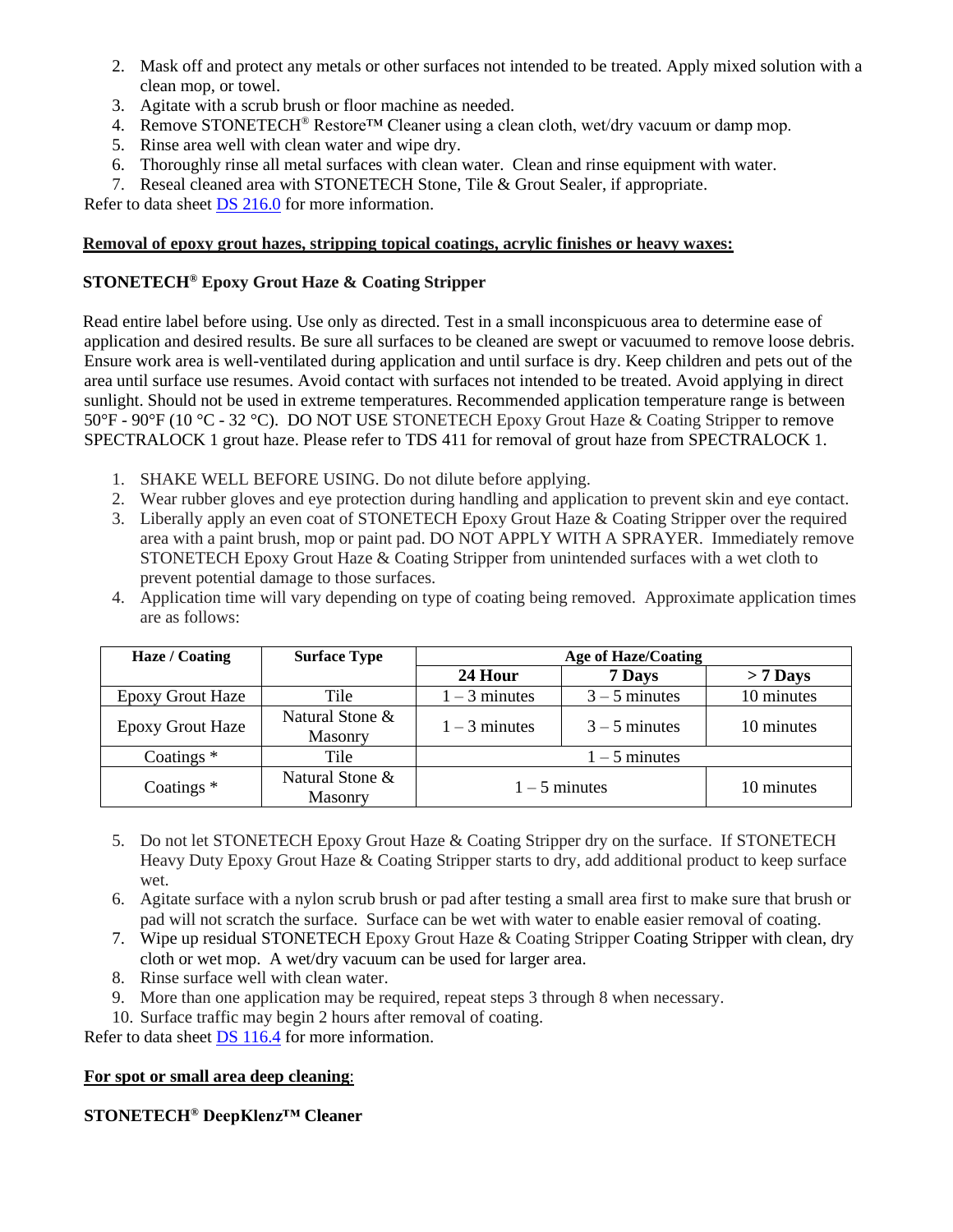2. Mask off and protect any metals or other surfaces not intended to be treated. Apply mixed solution with a clean mop, or towel.
3. Agitate with a scrub brush or floor machine as needed.
4. Remove STONETECH® Restore™ Cleaner using a clean cloth, wet/dry vacuum or damp mop.
5. Rinse area well with clean water and wipe dry.
6. Thoroughly rinse all metal surfaces with clean water. Clean and rinse equipment with water.
7. Reseal cleaned area with STONETECH Stone, Tile & Grout Sealer, if appropriate.

Refer to data sheet DS 216.0 for more information.

**Removal of epoxy grout hazes, stripping topical coatings, acrylic finishes or heavy waxes:**

**STONETECH® Epoxy Grout Haze & Coating Stripper**

Read entire label before using. Use only as directed. Test in a small inconspicuous area to determine ease of application and desired results. Be sure all surfaces to be cleaned are swept or vacuumed to remove loose debris. Ensure work area is well-ventilated during application and until surface is dry. Keep children and pets out of the area until surface use resumes. Avoid contact with surfaces not intended to be treated. Avoid applying in direct sunlight. Should not be used in extreme temperatures. Recommended application temperature range is between 50°F - 90°F (10 °C - 32 °C). DO NOT USE STONETECH Epoxy Grout Haze & Coating Stripper to remove SPECTRALOCK 1 grout haze. Please refer to TDS 411 for removal of grout haze from SPECTRALOCK 1.

1. SHAKE WELL BEFORE USING. Do not dilute before applying.
2. Wear rubber gloves and eye protection during handling and application to prevent skin and eye contact.
3. Liberally apply an even coat of STONETECH Epoxy Grout Haze & Coating Stripper over the required area with a paint brush, mop or paint pad. DO NOT APPLY WITH A SPRAYER. Immediately remove STONETECH Epoxy Grout Haze & Coating Stripper from unintended surfaces with a wet cloth to prevent potential damage to those surfaces.
4. Application time will vary depending on type of coating being removed. Approximate application times are as follows:

| Haze / Coating | Surface Type | Age of Haze/Coating | | |
|---|---|---|---|---|
| | | 24 Hour | 7 Days | > 7 Days |
| Epoxy Grout Haze | Tile | 1 – 3 minutes | 3 – 5 minutes | 10 minutes |
| Epoxy Grout Haze | Natural Stone & Masonry | 1 – 3 minutes | 3 – 5 minutes | 10 minutes |
| Coatings * | Tile | 1 – 5 minutes | | |
| Coatings * | Natural Stone & Masonry | 1 – 5 minutes | | 10 minutes |

5. Do not let STONETECH Epoxy Grout Haze & Coating Stripper dry on the surface. If STONETECH Heavy Duty Epoxy Grout Haze & Coating Stripper starts to dry, add additional product to keep surface wet.
6. Agitate surface with a nylon scrub brush or pad after testing a small area first to make sure that brush or pad will not scratch the surface. Surface can be wet with water to enable easier removal of coating.
7. Wipe up residual STONETECH Epoxy Grout Haze & Coating Stripper Coating Stripper with clean, dry cloth or wet mop. A wet/dry vacuum can be used for larger area.
8. Rinse surface well with clean water.
9. More than one application may be required, repeat steps 3 through 8 when necessary.
10. Surface traffic may begin 2 hours after removal of coating.

Refer to data sheet DS 116.4 for more information.

**For spot or small area deep cleaning:**

**STONETECH® DeepKlenz™ Cleaner**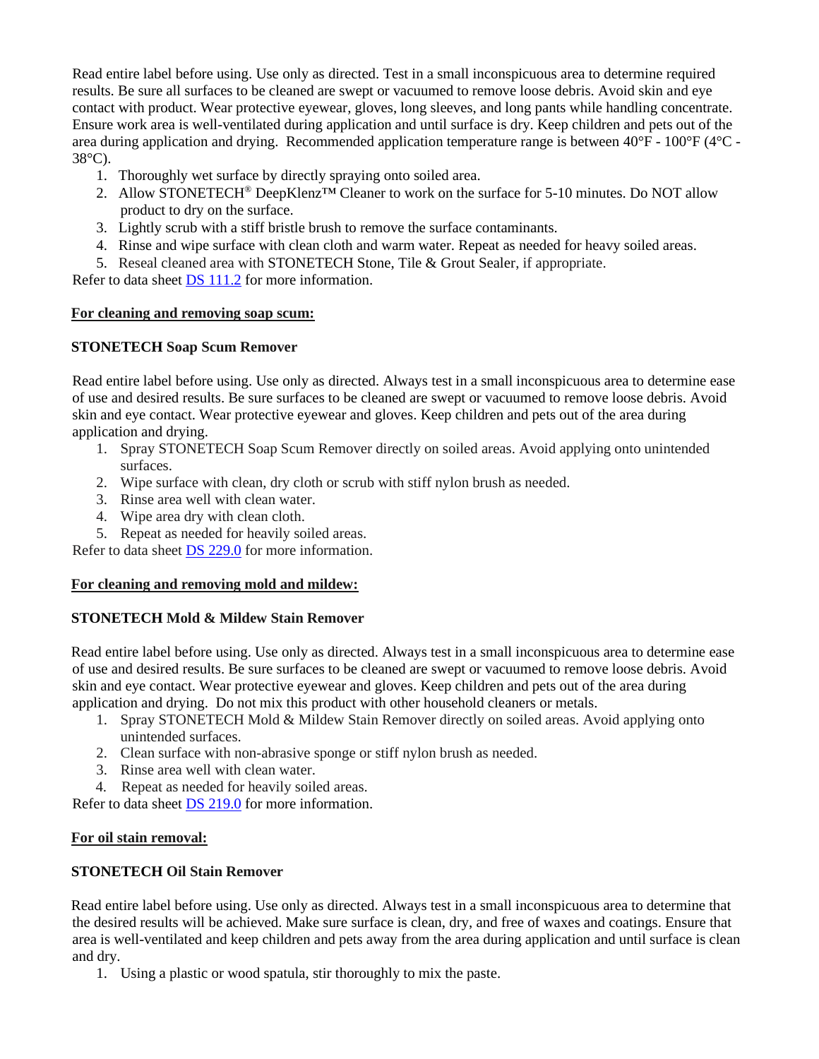Read entire label before using. Use only as directed. Test in a small inconspicuous area to determine required results. Be sure all surfaces to be cleaned are swept or vacuumed to remove loose debris. Avoid skin and eye contact with product. Wear protective eyewear, gloves, long sleeves, and long pants while handling concentrate. Ensure work area is well-ventilated during application and until surface is dry. Keep children and pets out of the area during application and drying. Recommended application temperature range is between 40°F - 100°F (4°C - 38°C).

1. Thoroughly wet surface by directly spraying onto soiled area.
2. Allow STONETECH® DeepKlenz™ Cleaner to work on the surface for 5-10 minutes. Do NOT allow product to dry on the surface.
3. Lightly scrub with a stiff bristle brush to remove the surface contaminants.
4. Rinse and wipe surface with clean cloth and warm water. Repeat as needed for heavy soiled areas.
5. Reseal cleaned area with STONETECH Stone, Tile & Grout Sealer, if appropriate.

Refer to data sheet DS 111.2 for more information.

**For cleaning and removing soap scum:**

**STONETECH Soap Scum Remover**

Read entire label before using. Use only as directed. Always test in a small inconspicuous area to determine ease of use and desired results. Be sure surfaces to be cleaned are swept or vacuumed to remove loose debris. Avoid skin and eye contact. Wear protective eyewear and gloves. Keep children and pets out of the area during application and drying.

1. Spray STONETECH Soap Scum Remover directly on soiled areas. Avoid applying onto unintended surfaces.
2. Wipe surface with clean, dry cloth or scrub with stiff nylon brush as needed.
3. Rinse area well with clean water.
4. Wipe area dry with clean cloth.
5. Repeat as needed for heavily soiled areas.

Refer to data sheet DS 229.0 for more information.

**For cleaning and removing mold and mildew:**

**STONETECH Mold & Mildew Stain Remover**

Read entire label before using. Use only as directed. Always test in a small inconspicuous area to determine ease of use and desired results. Be sure surfaces to be cleaned are swept or vacuumed to remove loose debris. Avoid skin and eye contact. Wear protective eyewear and gloves. Keep children and pets out of the area during application and drying. Do not mix this product with other household cleaners or metals.

1. Spray STONETECH Mold & Mildew Stain Remover directly on soiled areas. Avoid applying onto unintended surfaces.
2. Clean surface with non-abrasive sponge or stiff nylon brush as needed.
3. Rinse area well with clean water.
4. Repeat as needed for heavily soiled areas.

Refer to data sheet DS 219.0 for more information.

**For oil stain removal:**

**STONETECH Oil Stain Remover**

Read entire label before using. Use only as directed. Always test in a small inconspicuous area to determine that the desired results will be achieved. Make sure surface is clean, dry, and free of waxes and coatings. Ensure that area is well-ventilated and keep children and pets away from the area during application and until surface is clean and dry.

1. Using a plastic or wood spatula, stir thoroughly to mix the paste.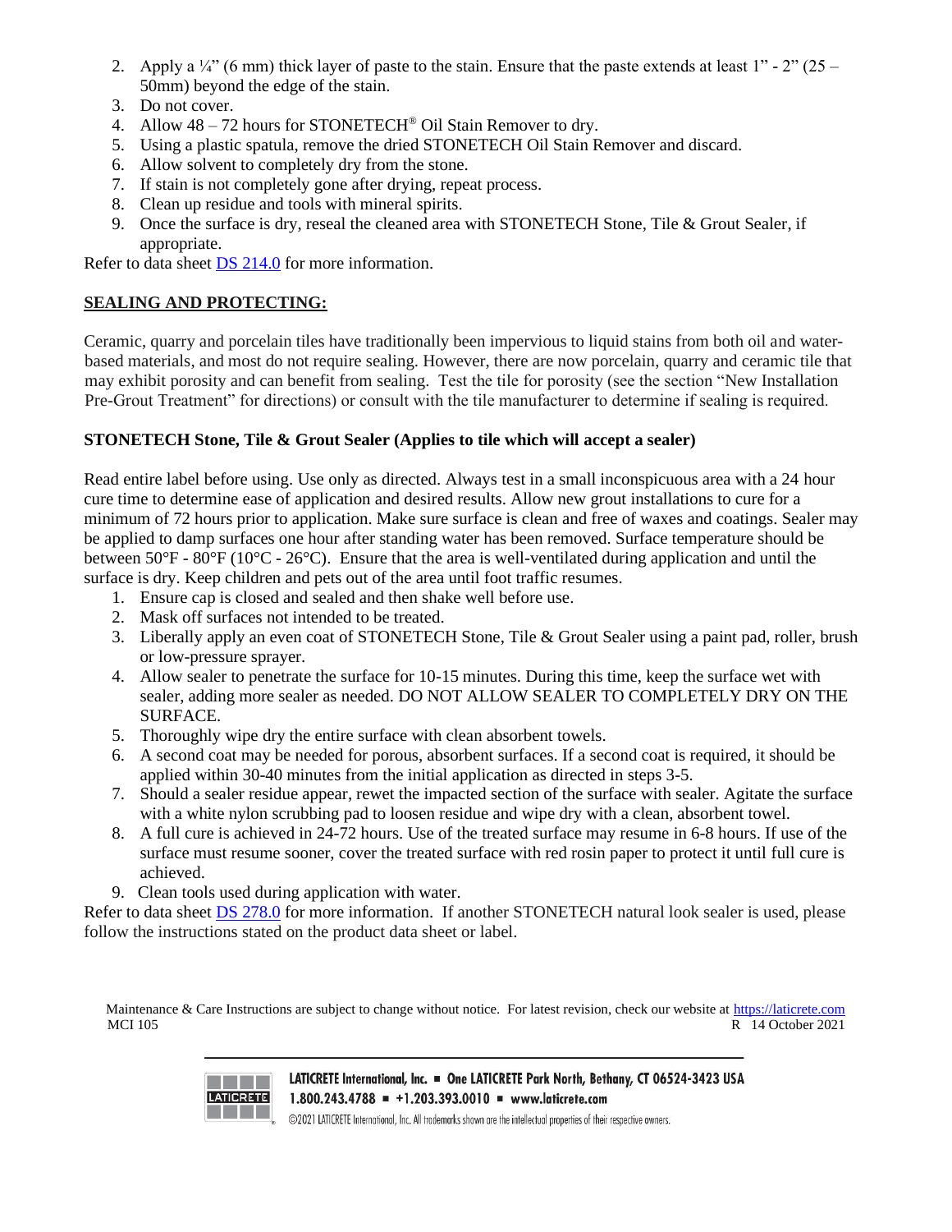2. Apply a ¼" (6 mm) thick layer of paste to the stain. Ensure that the paste extends at least 1" - 2" (25 – 50mm) beyond the edge of the stain.
3. Do not cover.
4. Allow 48 – 72 hours for STONETECH® Oil Stain Remover to dry.
5. Using a plastic spatula, remove the dried STONETECH Oil Stain Remover and discard.
6. Allow solvent to completely dry from the stone.
7. If stain is not completely gone after drying, repeat process.
8. Clean up residue and tools with mineral spirits.
9. Once the surface is dry, reseal the cleaned area with STONETECH Stone, Tile & Grout Sealer, if appropriate.

Refer to data sheet DS 214.0 for more information.

## SEALING AND PROTECTING:

Ceramic, quarry and porcelain tiles have traditionally been impervious to liquid stains from both oil and water-based materials, and most do not require sealing. However, there are now porcelain, quarry and ceramic tile that may exhibit porosity and can benefit from sealing. Test the tile for porosity (see the section "New Installation Pre-Grout Treatment" for directions) or consult with the tile manufacturer to determine if sealing is required.

### STONETECH Stone, Tile & Grout Sealer (Applies to tile which will accept a sealer)

Read entire label before using. Use only as directed. Always test in a small inconspicuous area with a 24 hour cure time to determine ease of application and desired results. Allow new grout installations to cure for a minimum of 72 hours prior to application. Make sure surface is clean and free of waxes and coatings. Sealer may be applied to damp surfaces one hour after standing water has been removed. Surface temperature should be between 50°F - 80°F (10°C - 26°C). Ensure that the area is well-ventilated during application and until the surface is dry. Keep children and pets out of the area until foot traffic resumes.

1. Ensure cap is closed and sealed and then shake well before use.
2. Mask off surfaces not intended to be treated.
3. Liberally apply an even coat of STONETECH Stone, Tile & Grout Sealer using a paint pad, roller, brush or low-pressure sprayer.
4. Allow sealer to penetrate the surface for 10-15 minutes. During this time, keep the surface wet with sealer, adding more sealer as needed. DO NOT ALLOW SEALER TO COMPLETELY DRY ON THE SURFACE.
5. Thoroughly wipe dry the entire surface with clean absorbent towels.
6. A second coat may be needed for porous, absorbent surfaces. If a second coat is required, it should be applied within 30-40 minutes from the initial application as directed in steps 3-5.
7. Should a sealer residue appear, rewet the impacted section of the surface with sealer. Agitate the surface with a white nylon scrubbing pad to loosen residue and wipe dry with a clean, absorbent towel.
8. A full cure is achieved in 24-72 hours. Use of the treated surface may resume in 6-8 hours. If use of the surface must resume sooner, cover the treated surface with red rosin paper to protect it until full cure is achieved.
9. Clean tools used during application with water.

Refer to data sheet DS 278.0 for more information. If another STONETECH natural look sealer is used, please follow the instructions stated on the product data sheet or label.

Maintenance & Care Instructions are subject to change without notice. For latest revision, check our website at https://laticrete.com
MCI 105 R 14 October 2021

LATICRETE International, Inc. ■ One LATICRETE Park North, Bethany, CT 06524-3423 USA
1.800.243.4788 ■ +1.203.393.0010 ■ www.laticrete.com
©2021 LATICRETE International, Inc. All trademarks shown are the intellectual properties of their respective owners.